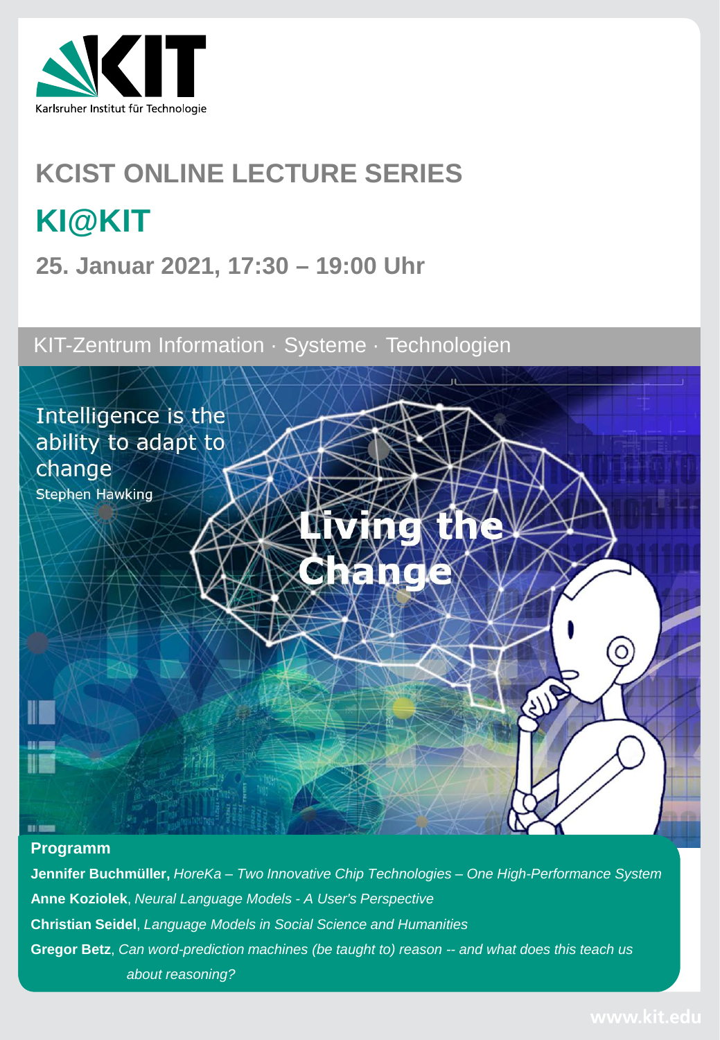Karlsruher Institut für Technologie

# KCIST ONLINE LECTURE SERIES

## KI@KIT

### 25. Januar 2021, 17:30 – 19:00 Uhr

KIT-Zentrum Information · Systeme · Technologien

Intelligence is the ability to adapt to change
Stephen Hawking

Living the Change

**Programm**

**Jennifer Buchmüller,** *HoreKa – Two Innovative Chip Technologies – One High-Performance System*

**Anne Koziolek**, *Neural Language Models - A User's Perspective*

**Christian Seidel**, *Language Models in Social Science and Humanities*

**Gregor Betz**, *Can word-prediction machines (be taught to) reason -- and what does this teach us about reasoning?*

www.kit.edu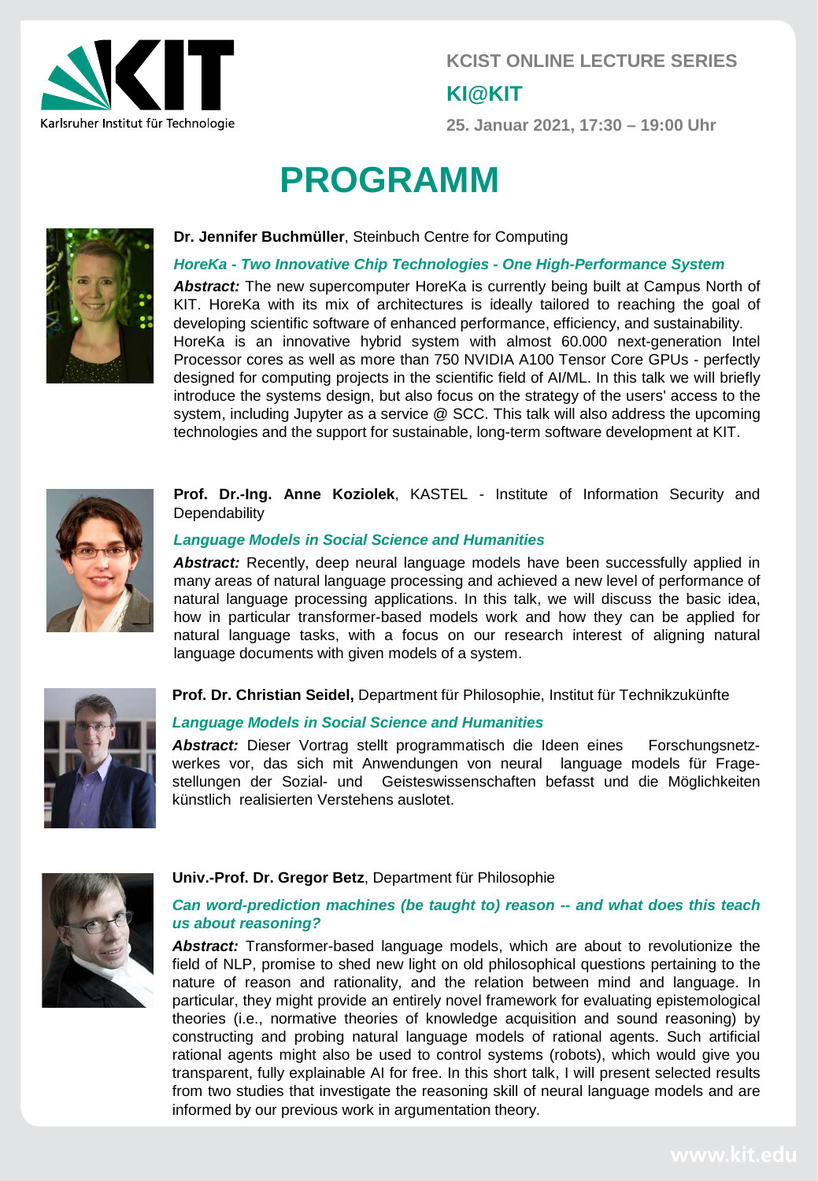KCIST ONLINE LECTURE SERIES

**KI@KIT**

25. Januar 2021, 17:30 – 19:00 Uhr

# PROGRAMM

**Dr. Jennifer Buchmüller**, Steinbuch Centre for Computing

### *HoreKa - Two Innovative Chip Technologies - One High-Performance System*

***Abstract:*** The new supercomputer HoreKa is currently being built at Campus North of KIT. HoreKa with its mix of architectures is ideally tailored to reaching the goal of developing scientific software of enhanced performance, efficiency, and sustainability. HoreKa is an innovative hybrid system with almost 60.000 next-generation Intel Processor cores as well as more than 750 NVIDIA A100 Tensor Core GPUs - perfectly designed for computing projects in the scientific field of AI/ML. In this talk we will briefly introduce the systems design, but also focus on the strategy of the users' access to the system, including Jupyter as a service @ SCC. This talk will also address the upcoming technologies and the support for sustainable, long-term software development at KIT.

**Prof. Dr.-Ing. Anne Koziolek**, KASTEL - Institute of Information Security and Dependability

### *Language Models in Social Science and Humanities*

***Abstract:*** Recently, deep neural language models have been successfully applied in many areas of natural language processing and achieved a new level of performance of natural language processing applications. In this talk, we will discuss the basic idea, how in particular transformer-based models work and how they can be applied for natural language tasks, with a focus on our research interest of aligning natural language documents with given models of a system.

**Prof. Dr. Christian Seidel,** Department für Philosophie, Institut für Technikzukünfte

### *Language Models in Social Science and Humanities*

***Abstract:*** Dieser Vortrag stellt programmatisch die Ideen eines Forschungsnetzwerkes vor, das sich mit Anwendungen von neural language models für Fragestellungen der Sozial- und Geisteswissenschaften befasst und die Möglichkeiten künstlich realisierten Verstehens auslotet.

**Univ.-Prof. Dr. Gregor Betz**, Department für Philosophie

### *Can word-prediction machines (be taught to) reason -- and what does this teach us about reasoning?*

***Abstract:*** Transformer-based language models, which are about to revolutionize the field of NLP, promise to shed new light on old philosophical questions pertaining to the nature of reason and rationality, and the relation between mind and language. In particular, they might provide an entirely novel framework for evaluating epistemological theories (i.e., normative theories of knowledge acquisition and sound reasoning) by constructing and probing natural language models of rational agents. Such artificial rational agents might also be used to control systems (robots), which would give you transparent, fully explainable AI for free. In this short talk, I will present selected results from two studies that investigate the reasoning skill of neural language models and are informed by our previous work in argumentation theory.